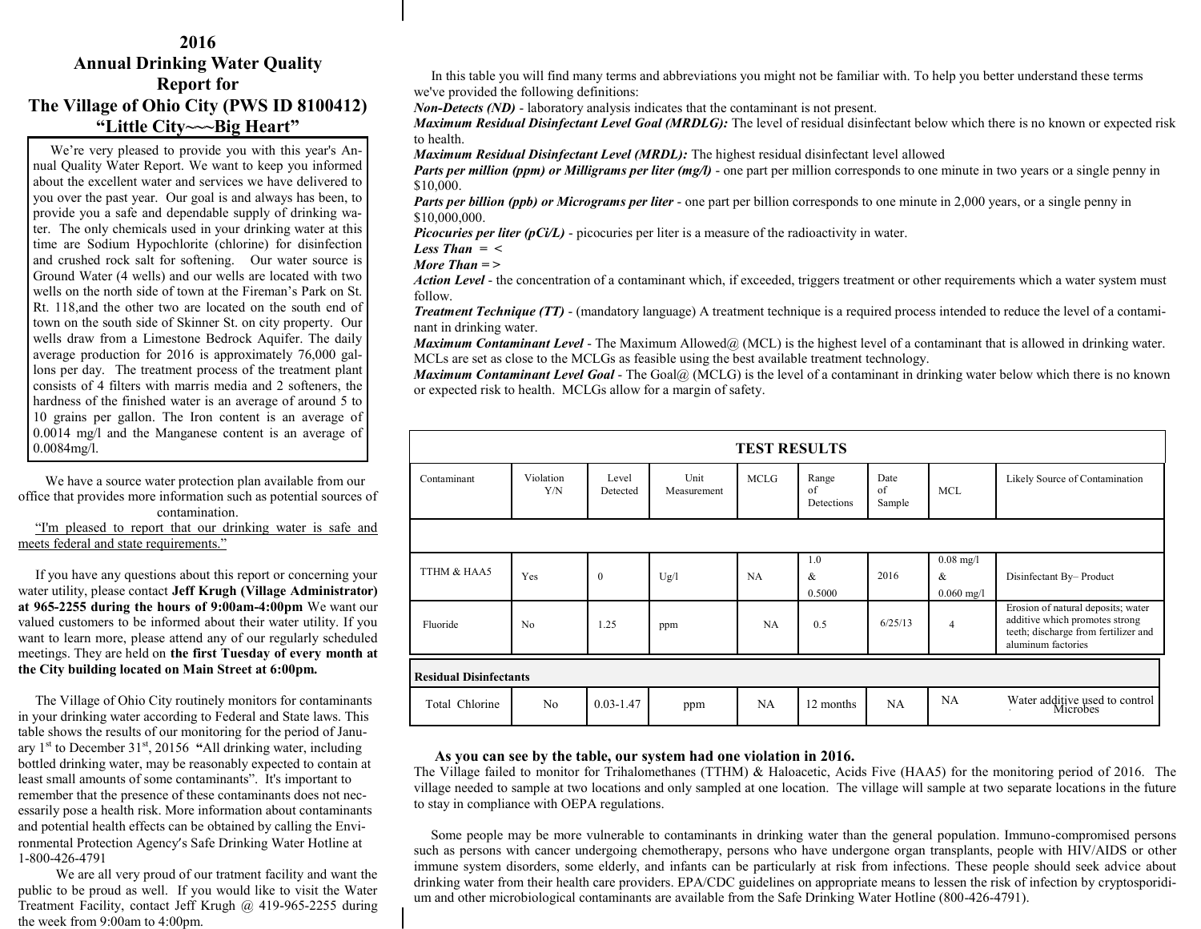# 2016 Annual Drinking Water Quality Report for The Village of Ohio City (PWS ID 8100412)

## "Little City~~~Big Heart"

We're very pleased to provide you with this year's Annual Quality Water Report. We want to keep you informed about the excellent water and services we have delivered to you over the past year. Our goal is and always has been, to provide you a safe and dependable supply of drinking water. The only chemicals used in your drinking water at this time are Sodium Hypochlorite (chlorine) for disinfection and crushed rock salt for softening. Our water source is Ground Water (4 wells) and our wells are located with two wells on the north side of town at the Fireman's Park on St. Rt. 118,and the other two are located on the south end of town on the south side of Skinner St. on city property. Our wells draw from a Limestone Bedrock Aquifer. The daily average production for 2016 is approximately 76,000 gallons per day. The treatment process of the treatment plant consists of 4 filters with marris media and 2 softeners, the hardness of the finished water is an average of around 5 to 10 grains per gallon. The Iron content is an average of 0.0014 mg/l and the Manganese content is an average of 0.0084mg/l.

We have a source water protection plan available from our office that provides more information such as potential sources of contamination.

"I'm pleased to report that our drinking water is safe and meets federal and state requirements."

If you have any questions about this report or concerning your water utility, please contact **Jeff Krugh (Village Administrator) at 965-2255 during the hours of 9:00am-4:00pm** We want our valued customers to be informed about their water utility. If you want to learn more, please attend any of our regularly scheduled meetings. They are held on **the first Tuesday of every month at the City building located on Main Street at 6:00pm.**

The Village of Ohio City routinely monitors for contaminants in your drinking water according to Federal and State laws. This table shows the results of our monitoring for the period of January 1st to December 31st, 20156 **"**All drinking water, including bottled drinking water, may be reasonably expected to contain at least small amounts of some contaminants". It's important to remember that the presence of these contaminants does not necessarily pose a health risk. More information about contaminants and potential health effects can be obtained by calling the Environmental Protection Agency's Safe Drinking Water Hotline at 1-800-426-4791

We are all very proud of our tratment facility and want the public to be proud as well. If you would like to visit the Water Treatment Facility, contact Jeff Krugh @ 419-965-2255 during the week from 9:00am to 4:00pm.

In this table you will find many terms and abbreviations you might not be familiar with. To help you better understand these terms we've provided the following definitions:

***Non-Detects (ND)*** - laboratory analysis indicates that the contaminant is not present.

***Maximum Residual Disinfectant Level Goal (MRDLG):*** The level of residual disinfectant below which there is no known or expected risk to health.

***Maximum Residual Disinfectant Level (MRDL):*** The highest residual disinfectant level allowed

***Parts per million (ppm) or Milligrams per liter (mg/l)*** - one part per million corresponds to one minute in two years or a single penny in $10,000.

***Parts per billion (ppb) or Micrograms per liter*** - one part per billion corresponds to one minute in 2,000 years, or a single penny in $10,000,000.

***Picocuries per liter (pCi/L)*** - picocuries per liter is a measure of the radioactivity in water.

***Less Than = <***

***More Than = >***

***Action Level*** - the concentration of a contaminant which, if exceeded, triggers treatment or other requirements which a water system must follow.

***Treatment Technique (TT)*** - (mandatory language) A treatment technique is a required process intended to reduce the level of a contaminant in drinking water.

***Maximum Contaminant Level*** - The Maximum Allowed@ (MCL) is the highest level of a contaminant that is allowed in drinking water. MCLs are set as close to the MCLGs as feasible using the best available treatment technology.

***Maximum Contaminant Level Goal*** - The Goal@ (MCLG) is the level of a contaminant in drinking water below which there is no known or expected risk to health. MCLGs allow for a margin of safety.

**TEST RESULTS**

| Contaminant | Violation Y/N | Level Detected | Unit Measurement | MCLG | Range of Detections | Date of Sample | MCL | Likely Source of Contamination |
|---|---|---|---|---|---|---|---|---|
| TTHM & HAA5 | Yes | 0 | Ug/l | NA | 1.0 & 0.5000 | 2016 | 0.08 mg/l & 0.060 mg/l | Disinfectant By– Product |
| Fluoride | No | 1.25 | ppm | NA | 0.5 | 6/25/13 | 4 | Erosion of natural deposits; water additive which promotes strong teeth; discharge from fertilizer and aluminum factories |
| **Residual Disinfectants** | | | | | | | | |
| Total Chlorine | No | 0.03-1.47 | ppm | NA | 12 months | NA | NA | Water additive used to control Microbes |

**As you can see by the table, our system had one violation in 2016.**

The Village failed to monitor for Trihalomethanes (TTHM) & Haloacetic, Acids Five (HAA5) for the monitoring period of 2016. The village needed to sample at two locations and only sampled at one location. The village will sample at two separate locations in the future to stay in compliance with OEPA regulations.

Some people may be more vulnerable to contaminants in drinking water than the general population. Immuno-compromised persons such as persons with cancer undergoing chemotherapy, persons who have undergone organ transplants, people with HIV/AIDS or other immune system disorders, some elderly, and infants can be particularly at risk from infections. These people should seek advice about drinking water from their health care providers. EPA/CDC guidelines on appropriate means to lessen the risk of infection by cryptosporidium and other microbiological contaminants are available from the Safe Drinking Water Hotline (800-426-4791).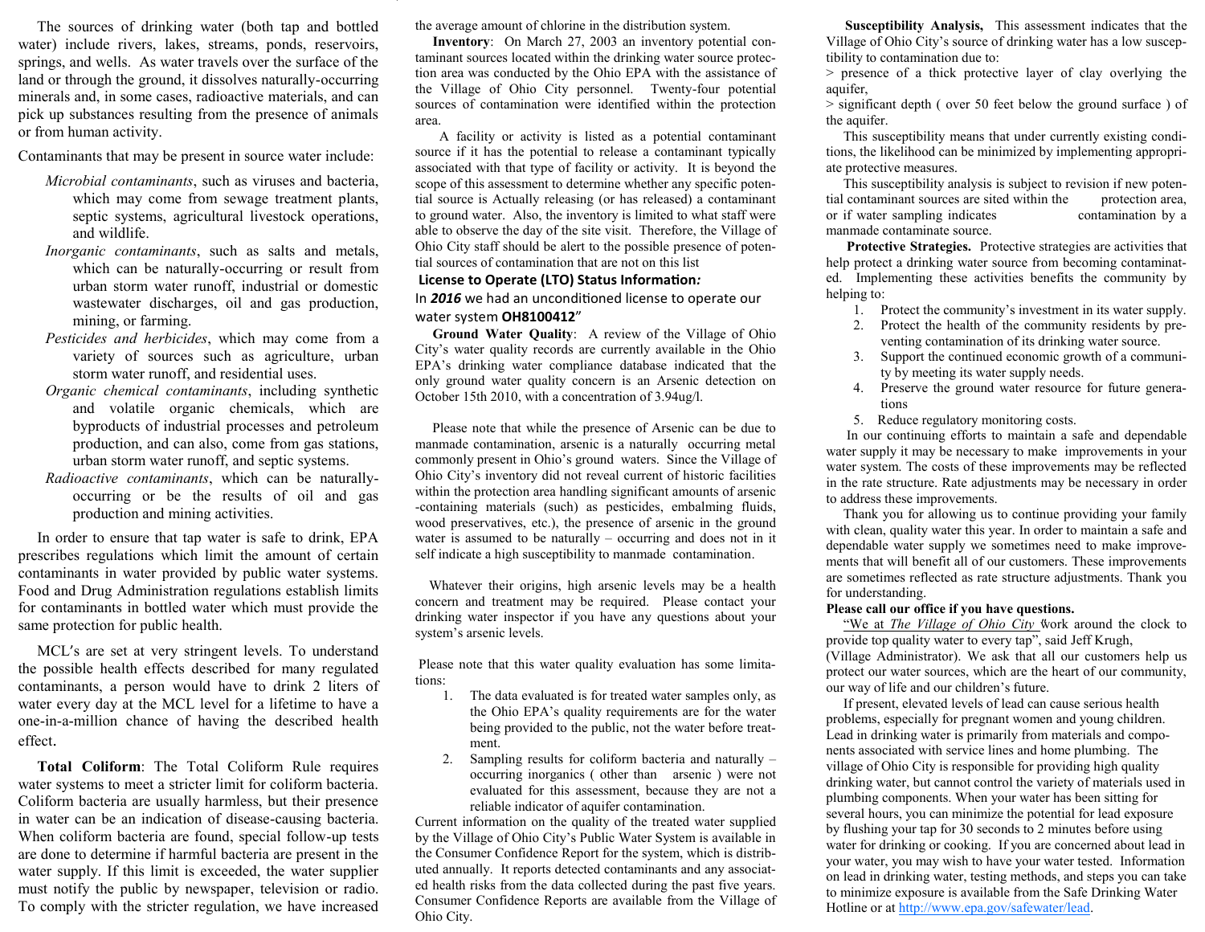The sources of drinking water (both tap and bottled water) include rivers, lakes, streams, ponds, reservoirs, springs, and wells. As water travels over the surface of the land or through the ground, it dissolves naturally-occurring minerals and, in some cases, radioactive materials, and can pick up substances resulting from the presence of animals or from human activity.

Contaminants that may be present in source water include:

*Microbial contaminants*, such as viruses and bacteria, which may come from sewage treatment plants, septic systems, agricultural livestock operations, and wildlife.

*Inorganic contaminants*, such as salts and metals, which can be naturally-occurring or result from urban storm water runoff, industrial or domestic wastewater discharges, oil and gas production, mining, or farming.

*Pesticides and herbicides*, which may come from a variety of sources such as agriculture, urban storm water runoff, and residential uses.

*Organic chemical contaminants*, including synthetic and volatile organic chemicals, which are byproducts of industrial processes and petroleum production, and can also, come from gas stations, urban storm water runoff, and septic systems.

*Radioactive contaminants*, which can be naturally-occurring or be the results of oil and gas production and mining activities.

In order to ensure that tap water is safe to drink, EPA prescribes regulations which limit the amount of certain contaminants in water provided by public water systems. Food and Drug Administration regulations establish limits for contaminants in bottled water which must provide the same protection for public health.

MCL′s are set at very stringent levels. To understand the possible health effects described for many regulated contaminants, a person would have to drink 2 liters of water every day at the MCL level for a lifetime to have a one-in-a-million chance of having the described health effect.

**Total Coliform**: The Total Coliform Rule requires water systems to meet a stricter limit for coliform bacteria. Coliform bacteria are usually harmless, but their presence in water can be an indication of disease-causing bacteria. When coliform bacteria are found, special follow-up tests are done to determine if harmful bacteria are present in the water supply. If this limit is exceeded, the water supplier must notify the public by newspaper, television or radio. To comply with the stricter regulation, we have increased the average amount of chlorine in the distribution system.

**Inventory**: On March 27, 2003 an inventory potential contaminant sources located within the drinking water source protection area was conducted by the Ohio EPA with the assistance of the Village of Ohio City personnel. Twenty-four potential sources of contamination were identified within the protection area.

A facility or activity is listed as a potential contaminant source if it has the potential to release a contaminant typically associated with that type of facility or activity. It is beyond the scope of this assessment to determine whether any specific potential source is Actually releasing (or has released) a contaminant to ground water. Also, the inventory is limited to what staff were able to observe the day of the site visit. Therefore, the Village of Ohio City staff should be alert to the possible presence of potential sources of contamination that are not on this list

**License to Operate (LTO) Status Information*:***

In ***2016*** we had an unconditioned license to operate our water system **OH8100412**"

**Ground Water Quality**: A review of the Village of Ohio City's water quality records are currently available in the Ohio EPA's drinking water compliance database indicated that the only ground water quality concern is an Arsenic detection on October 15th 2010, with a concentration of 3.94ug/l.

Please note that while the presence of Arsenic can be due to manmade contamination, arsenic is a naturally occurring metal commonly present in Ohio's ground waters. Since the Village of Ohio City's inventory did not reveal current of historic facilities within the protection area handling significant amounts of arsenic -containing materials (such) as pesticides, embalming fluids, wood preservatives, etc.), the presence of arsenic in the ground water is assumed to be naturally – occurring and does not in it self indicate a high susceptibility to manmade contamination.

Whatever their origins, high arsenic levels may be a health concern and treatment may be required. Please contact your drinking water inspector if you have any questions about your system's arsenic levels.

Please note that this water quality evaluation has some limitations:

1. The data evaluated is for treated water samples only, as the Ohio EPA's quality requirements are for the water being provided to the public, not the water before treatment.
2. Sampling results for coliform bacteria and naturally – occurring inorganics ( other than arsenic ) were not evaluated for this assessment, because they are not a reliable indicator of aquifer contamination.

Current information on the quality of the treated water supplied by the Village of Ohio City's Public Water System is available in the Consumer Confidence Report for the system, which is distributed annually. It reports detected contaminants and any associated health risks from the data collected during the past five years. Consumer Confidence Reports are available from the Village of Ohio City.

**Susceptibility Analysis,** This assessment indicates that the Village of Ohio City's source of drinking water has a low susceptibility to contamination due to:

> presence of a thick protective layer of clay overlying the aquifer,

> significant depth ( over 50 feet below the ground surface ) of the aquifer.

This susceptibility means that under currently existing conditions, the likelihood can be minimized by implementing appropriate protective measures.

This susceptibility analysis is subject to revision if new potential contaminant sources are sited within the protection area, or if water sampling indicates contamination by a manmade contaminate source.

**Protective Strategies.** Protective strategies are activities that help protect a drinking water source from becoming contaminated. Implementing these activities benefits the community by helping to:

1. Protect the community's investment in its water supply.
2. Protect the health of the community residents by preventing contamination of its drinking water source.
3. Support the continued economic growth of a community by meeting its water supply needs.
4. Preserve the ground water resource for future generations
5. Reduce regulatory monitoring costs.

In our continuing efforts to maintain a safe and dependable water supply it may be necessary to make improvements in your water system. The costs of these improvements may be reflected in the rate structure. Rate adjustments may be necessary in order to address these improvements.

Thank you for allowing us to continue providing your family with clean, quality water this year. In order to maintain a safe and dependable water supply we sometimes need to make improvements that will benefit all of our customers. These improvements are sometimes reflected as rate structure adjustments. Thank you for understanding.

**Please call our office if you have questions.**

"We at *The Village of Ohio City* work around the clock to provide top quality water to every tap", said Jeff Krugh, (Village Administrator). We ask that all our customers help us protect our water sources, which are the heart of our community, our way of life and our children's future.

If present, elevated levels of lead can cause serious health problems, especially for pregnant women and young children. Lead in drinking water is primarily from materials and components associated with service lines and home plumbing. The village of Ohio City is responsible for providing high quality drinking water, but cannot control the variety of materials used in plumbing components. When your water has been sitting for several hours, you can minimize the potential for lead exposure by flushing your tap for 30 seconds to 2 minutes before using water for drinking or cooking. If you are concerned about lead in your water, you may wish to have your water tested. Information on lead in drinking water, testing methods, and steps you can take to minimize exposure is available from the Safe Drinking Water Hotline or at http://www.epa.gov/safewater/lead.